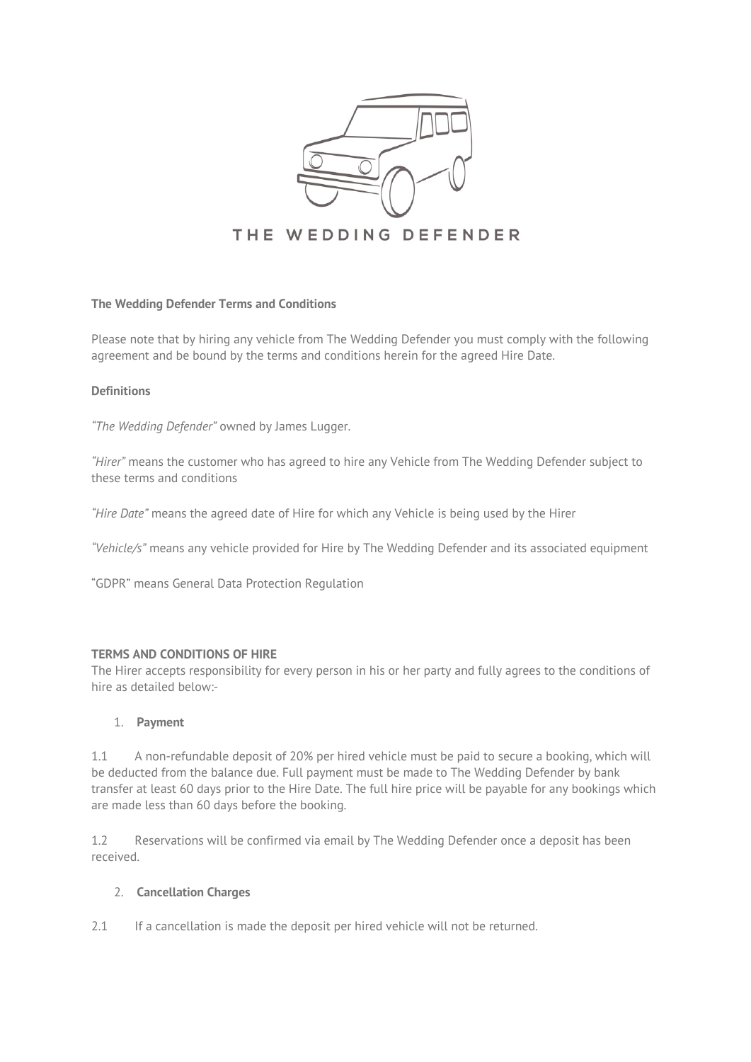THE WEDDING DEFENDER

**The Wedding Defender Terms and Conditions**

Please note that by hiring any vehicle from The Wedding Defender you must comply with the following agreement and be bound by the terms and conditions herein for the agreed Hire Date.

**Definitions**

*"The Wedding Defender"* owned by James Lugger.

*"Hirer"* means the customer who has agreed to hire any Vehicle from The Wedding Defender subject to these terms and conditions

*"Hire Date"* means the agreed date of Hire for which any Vehicle is being used by the Hirer

*"Vehicle/s"* means any vehicle provided for Hire by The Wedding Defender and its associated equipment

"GDPR" means General Data Protection Regulation

**TERMS AND CONDITIONS OF HIRE**

The Hirer accepts responsibility for every person in his or her party and fully agrees to the conditions of hire as detailed below:-

1. **Payment**

1.1 A non-refundable deposit of 20% per hired vehicle must be paid to secure a booking, which will be deducted from the balance due. Full payment must be made to The Wedding Defender by bank transfer at least 60 days prior to the Hire Date. The full hire price will be payable for any bookings which are made less than 60 days before the booking.

1.2 Reservations will be confirmed via email by The Wedding Defender once a deposit has been received.

2. **Cancellation Charges**

2.1 If a cancellation is made the deposit per hired vehicle will not be returned.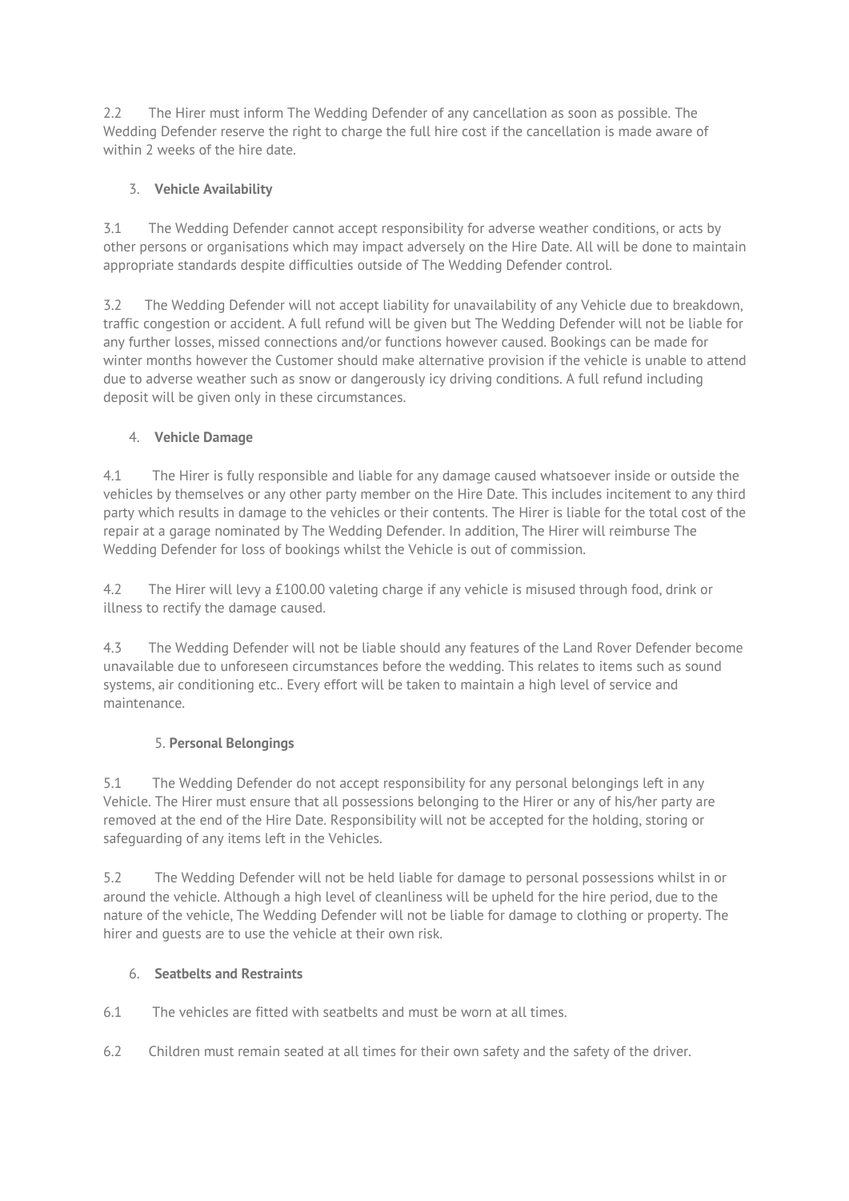2.2 The Hirer must inform The Wedding Defender of any cancellation as soon as possible. The Wedding Defender reserve the right to charge the full hire cost if the cancellation is made aware of within 2 weeks of the hire date.

### 3. **Vehicle Availability**

3.1 The Wedding Defender cannot accept responsibility for adverse weather conditions, or acts by other persons or organisations which may impact adversely on the Hire Date. All will be done to maintain appropriate standards despite difficulties outside of The Wedding Defender control.

3.2 The Wedding Defender will not accept liability for unavailability of any Vehicle due to breakdown, traffic congestion or accident. A full refund will be given but The Wedding Defender will not be liable for any further losses, missed connections and/or functions however caused. Bookings can be made for winter months however the Customer should make alternative provision if the vehicle is unable to attend due to adverse weather such as snow or dangerously icy driving conditions. A full refund including deposit will be given only in these circumstances.

### 4. **Vehicle Damage**

4.1 The Hirer is fully responsible and liable for any damage caused whatsoever inside or outside the vehicles by themselves or any other party member on the Hire Date. This includes incitement to any third party which results in damage to the vehicles or their contents. The Hirer is liable for the total cost of the repair at a garage nominated by The Wedding Defender. In addition, The Hirer will reimburse The Wedding Defender for loss of bookings whilst the Vehicle is out of commission.

4.2 The Hirer will levy a £100.00 valeting charge if any vehicle is misused through food, drink or illness to rectify the damage caused.

4.3 The Wedding Defender will not be liable should any features of the Land Rover Defender become unavailable due to unforeseen circumstances before the wedding. This relates to items such as sound systems, air conditioning etc.. Every effort will be taken to maintain a high level of service and maintenance.

### 5. **Personal Belongings**

5.1 The Wedding Defender do not accept responsibility for any personal belongings left in any Vehicle. The Hirer must ensure that all possessions belonging to the Hirer or any of his/her party are removed at the end of the Hire Date. Responsibility will not be accepted for the holding, storing or safeguarding of any items left in the Vehicles.

5.2 The Wedding Defender will not be held liable for damage to personal possessions whilst in or around the vehicle. Although a high level of cleanliness will be upheld for the hire period, due to the nature of the vehicle, The Wedding Defender will not be liable for damage to clothing or property. The hirer and guests are to use the vehicle at their own risk.

### 6. **Seatbelts and Restraints**

6.1 The vehicles are fitted with seatbelts and must be worn at all times.

6.2 Children must remain seated at all times for their own safety and the safety of the driver.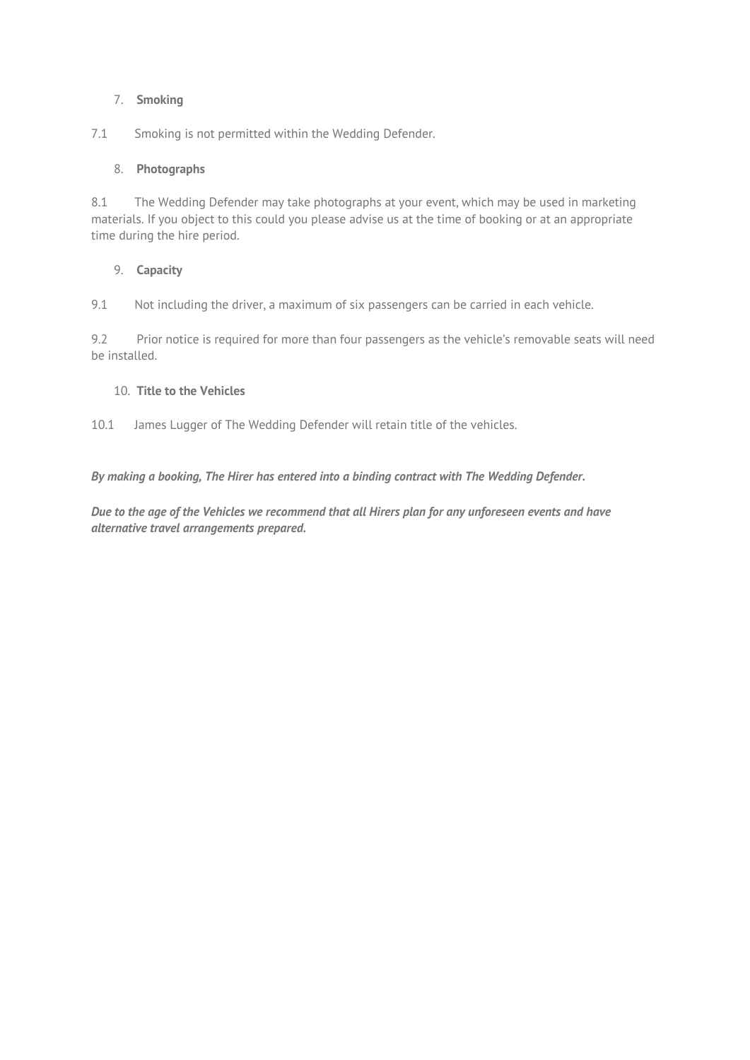7. **Smoking**

7.1 Smoking is not permitted within the Wedding Defender.

8. **Photographs**

8.1 The Wedding Defender may take photographs at your event, which may be used in marketing materials. If you object to this could you please advise us at the time of booking or at an appropriate time during the hire period.

9. **Capacity**

9.1 Not including the driver, a maximum of six passengers can be carried in each vehicle.

9.2 Prior notice is required for more than four passengers as the vehicle's removable seats will need be installed.

10. **Title to the Vehicles**

10.1 James Lugger of The Wedding Defender will retain title of the vehicles.

***By making a booking, The Hirer has entered into a binding contract with The Wedding Defender.***

***Due to the age of the Vehicles we recommend that all Hirers plan for any unforeseen events and have alternative travel arrangements prepared.***